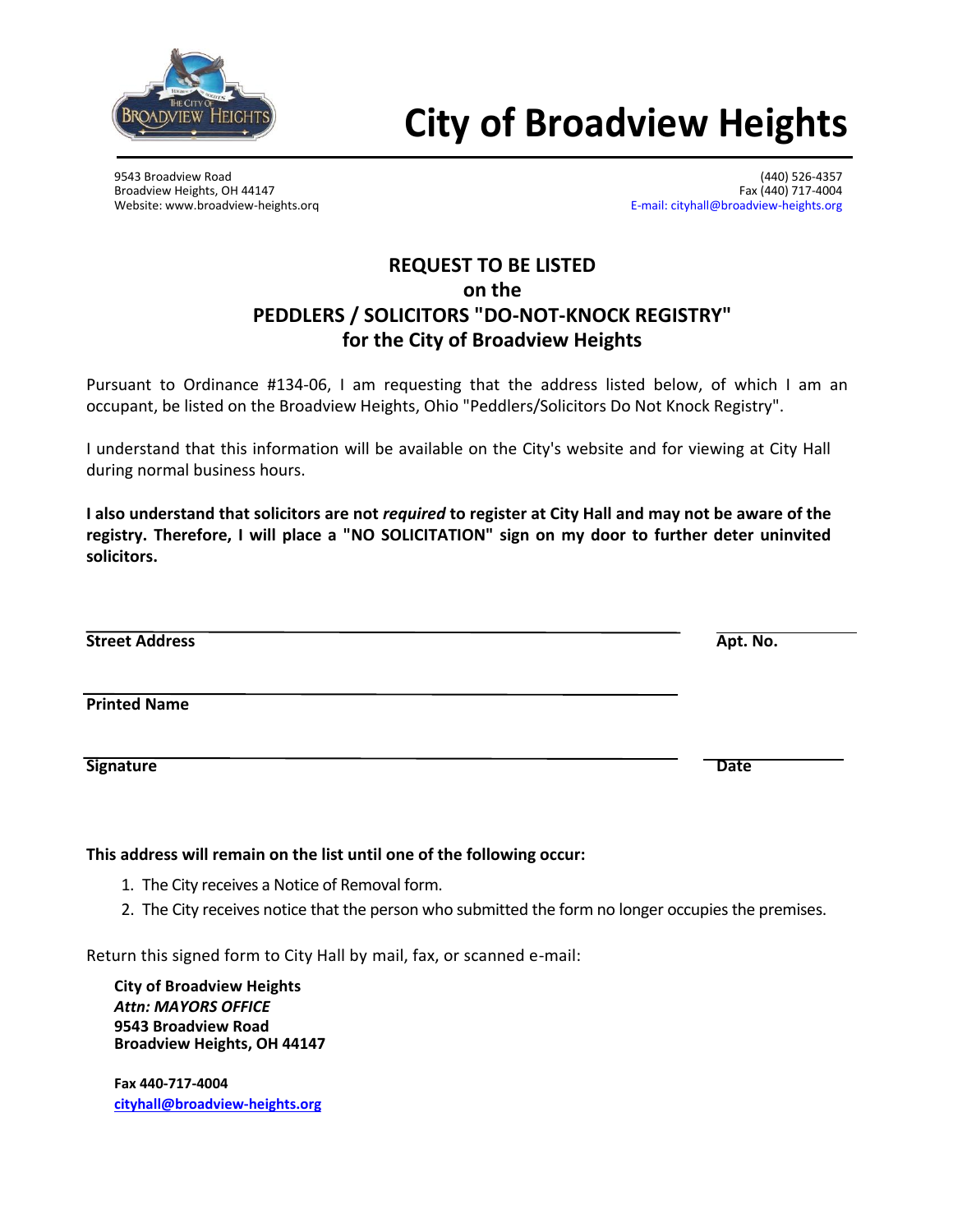# City of Broadview Heights

9543 Broadview Road
Broadview Heights, OH 44147
Website: www.broadview-heights.orq

(440) 526-4357
Fax (440) 717-4004
E-mail: cityhall@broadview-heights.org

## REQUEST TO BE LISTED
## on the
## PEDDLERS / SOLICITORS "DO-NOT-KNOCK REGISTRY"
## for the City of Broadview Heights

Pursuant to Ordinance #134-06, I am requesting that the address listed below, of which I am an occupant, be listed on the Broadview Heights, Ohio "Peddlers/Solicitors Do Not Knock Registry".

I understand that this information will be available on the City's website and for viewing at City Hall during normal business hours.

**I also understand that solicitors are not *required* to register at City Hall and may not be aware of the registry. Therefore, I will place a "NO SOLICITATION" sign on my door to further deter uninvited solicitors.**

______________________________________________ ____________
**Street Address** **Apt. No.**

______________________________________________
**Printed Name**

______________________________________________ ____________
**Signature** **Date**

**This address will remain on the list until one of the following occur:**

1. The City receives a Notice of Removal form.
2. The City receives notice that the person who submitted the form no longer occupies the premises.

Return this signed form to City Hall by mail, fax, or scanned e-mail:

**City of Broadview Heights**
***Attn: MAYORS OFFICE***
**9543 Broadview Road**
**Broadview Heights, OH 44147**

**Fax 440-717-4004**
**cityhall@broadview-heights.org**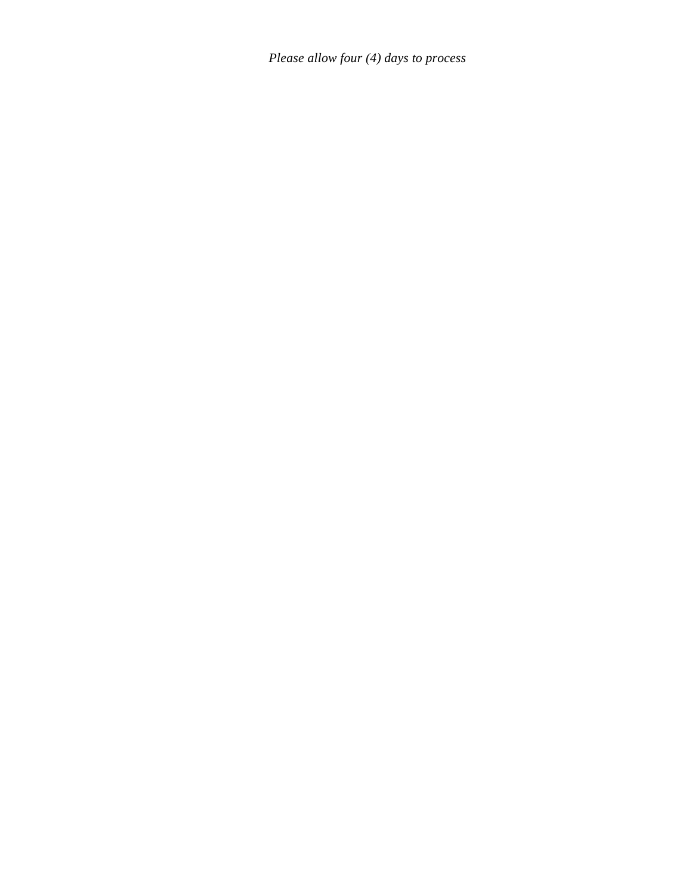*Please allow four (4) days to process*